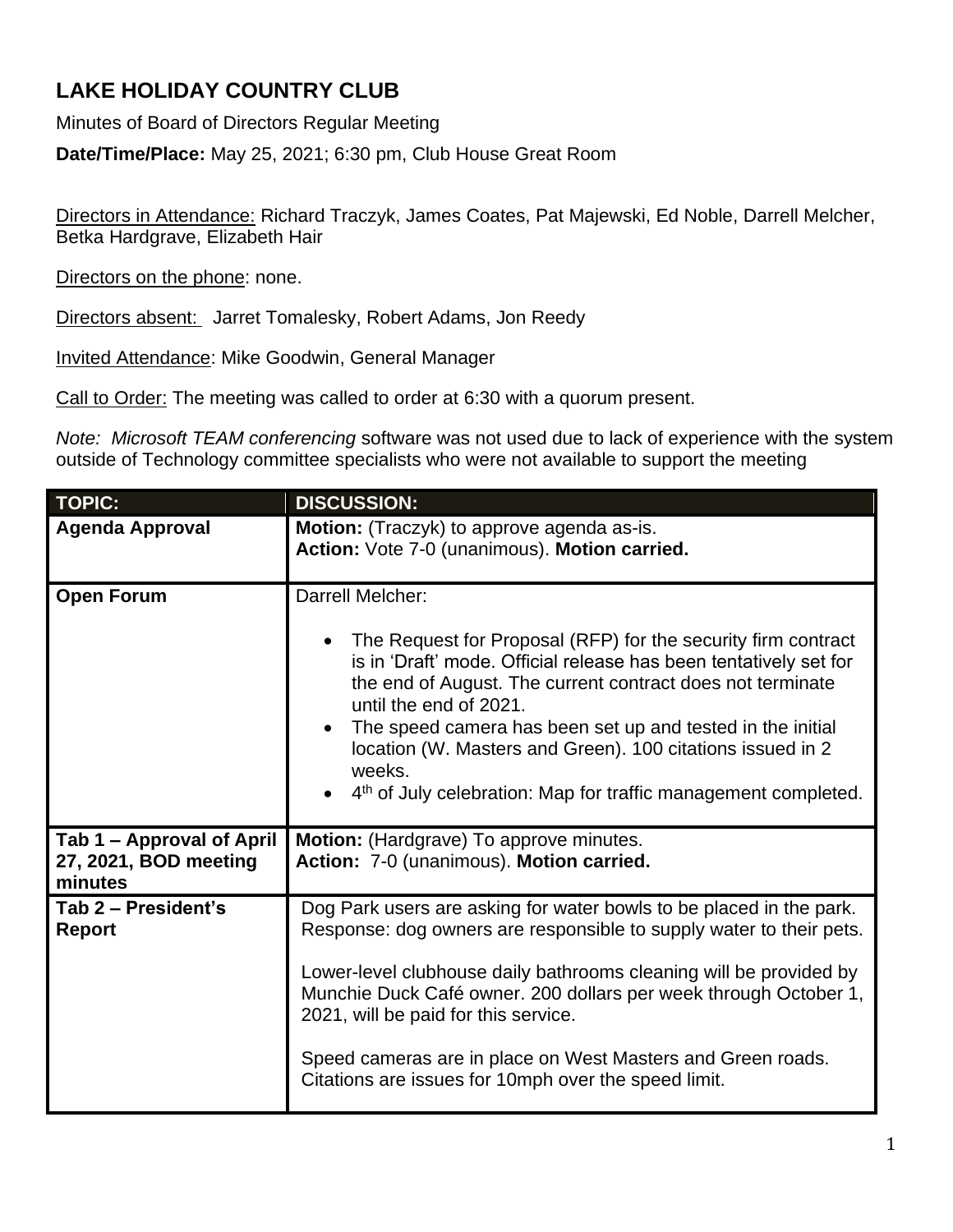# LAKE HOLIDAY COUNTRY CLUB

Minutes of Board of Directors Regular Meeting

**Date/Time/Place:** May 25, 2021; 6:30 pm, Club House Great Room

Directors in Attendance: Richard Traczyk, James Coates, Pat Majewski, Ed Noble, Darrell Melcher, Betka Hardgrave, Elizabeth Hair

Directors on the phone: none.

Directors absent: Jarret Tomalesky, Robert Adams, Jon Reedy

Invited Attendance: Mike Goodwin, General Manager

Call to Order: The meeting was called to order at 6:30 with a quorum present.

*Note: Microsoft TEAM conferencing* software was not used due to lack of experience with the system outside of Technology committee specialists who were not available to support the meeting

| TOPIC: | DISCUSSION: |
| --- | --- |
| **Agenda Approval** | **Motion:** (Traczyk) to approve agenda as-is.<br>**Action:** Vote 7-0 (unanimous). **Motion carried.** |
| **Open Forum** | Darrell Melcher:<br>• The Request for Proposal (RFP) for the security firm contract is in 'Draft' mode. Official release has been tentatively set for the end of August. The current contract does not terminate until the end of 2021.<br>• The speed camera has been set up and tested in the initial location (W. Masters and Green). 100 citations issued in 2 weeks.<br>• 4th of July celebration: Map for traffic management completed. |
| **Tab 1 – Approval of April 27, 2021, BOD meeting minutes** | **Motion:** (Hardgrave) To approve minutes.<br>**Action:** 7-0 (unanimous). **Motion carried.** |
| **Tab 2 – President's Report** | Dog Park users are asking for water bowls to be placed in the park. Response: dog owners are responsible to supply water to their pets.<br><br>Lower-level clubhouse daily bathrooms cleaning will be provided by Munchie Duck Café owner. 200 dollars per week through October 1, 2021, will be paid for this service.<br><br>Speed cameras are in place on West Masters and Green roads. Citations are issues for 10mph over the speed limit. |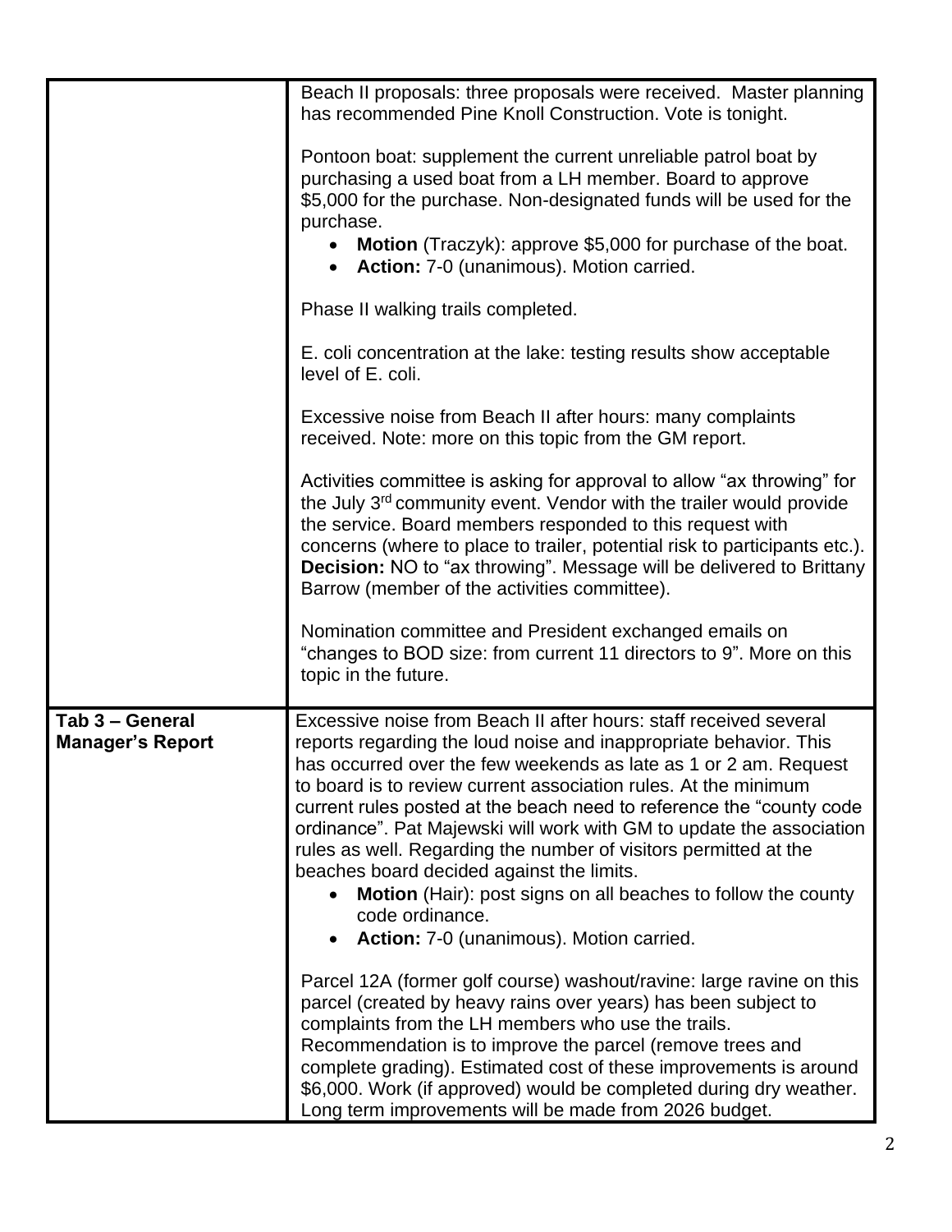| | |
|---|---|
| | Beach II proposals: three proposals were received. Master planning has recommended Pine Knoll Construction. Vote is tonight.<br><br>Pontoon boat: supplement the current unreliable patrol boat by purchasing a used boat from a LH member. Board to approve \$5,000 for the purchase. Non-designated funds will be used for the purchase.<br>• **Motion** (Traczyk): approve \$5,000 for purchase of the boat.<br>• **Action:** 7-0 (unanimous). Motion carried.<br><br>Phase II walking trails completed.<br><br>E. coli concentration at the lake: testing results show acceptable level of E. coli.<br><br>Excessive noise from Beach II after hours: many complaints received. Note: more on this topic from the GM report.<br><br>Activities committee is asking for approval to allow "ax throwing" for the July 3rd community event. Vendor with the trailer would provide the service. Board members responded to this request with concerns (where to place to trailer, potential risk to participants etc.). **Decision:** NO to "ax throwing". Message will be delivered to Brittany Barrow (member of the activities committee).<br><br>Nomination committee and President exchanged emails on "changes to BOD size: from current 11 directors to 9". More on this topic in the future. |
| **Tab 3 – General Manager's Report** | Excessive noise from Beach II after hours: staff received several reports regarding the loud noise and inappropriate behavior. This has occurred over the few weekends as late as 1 or 2 am. Request to board is to review current association rules. At the minimum current rules posted at the beach need to reference the "county code ordinance". Pat Majewski will work with GM to update the association rules as well. Regarding the number of visitors permitted at the beaches board decided against the limits.<br>• **Motion** (Hair): post signs on all beaches to follow the county code ordinance.<br>• **Action:** 7-0 (unanimous). Motion carried.<br><br>Parcel 12A (former golf course) washout/ravine: large ravine on this parcel (created by heavy rains over years) has been subject to complaints from the LH members who use the trails. Recommendation is to improve the parcel (remove trees and complete grading). Estimated cost of these improvements is around \$6,000. Work (if approved) would be completed during dry weather. Long term improvements will be made from 2026 budget. |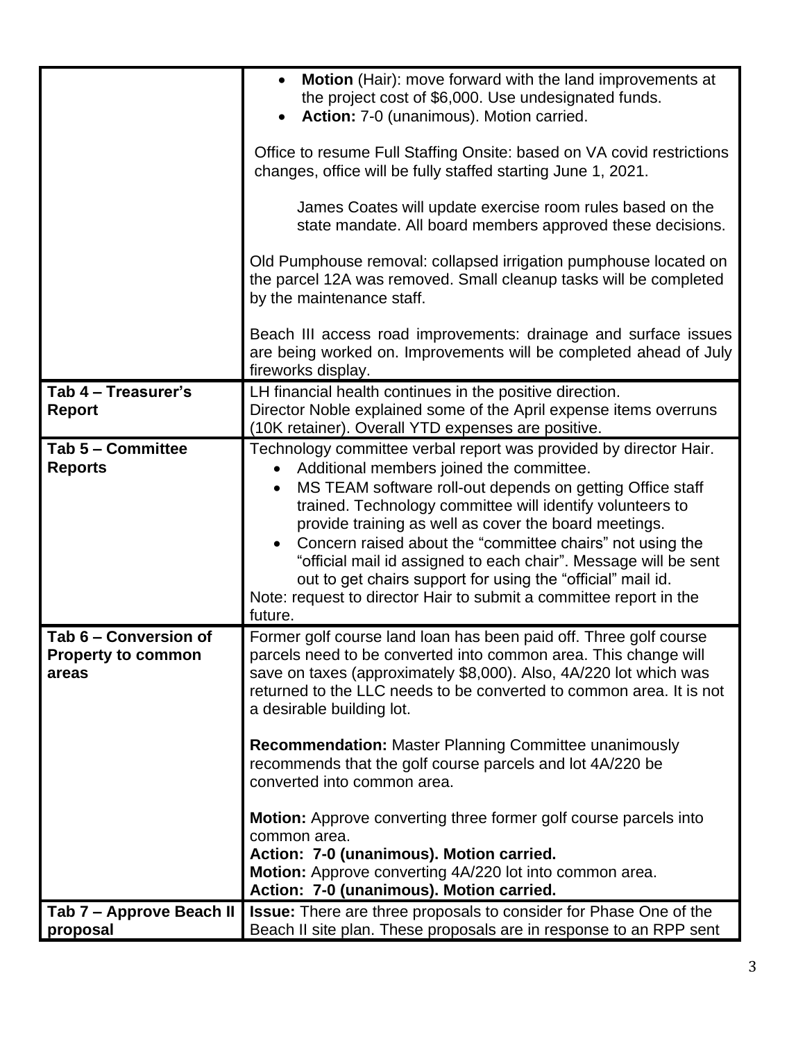| | |
|---|---|
| | • **Motion** (Hair): move forward with the land improvements at the project cost of $6,000. Use undesignated funds.<br>• **Action:** 7-0 (unanimous). Motion carried.<br><br>Office to resume Full Staffing Onsite: based on VA covid restrictions changes, office will be fully staffed starting June 1, 2021.<br><br>James Coates will update exercise room rules based on the state mandate. All board members approved these decisions.<br><br>Old Pumphouse removal: collapsed irrigation pumphouse located on the parcel 12A was removed. Small cleanup tasks will be completed by the maintenance staff.<br><br>Beach III access road improvements: drainage and surface issues are being worked on. Improvements will be completed ahead of July fireworks display. |
| **Tab 4 – Treasurer's Report** | LH financial health continues in the positive direction.<br>Director Noble explained some of the April expense items overruns (10K retainer). Overall YTD expenses are positive. |
| **Tab 5 – Committee Reports** | Technology committee verbal report was provided by director Hair.<br>• Additional members joined the committee.<br>• MS TEAM software roll-out depends on getting Office staff trained. Technology committee will identify volunteers to provide training as well as cover the board meetings.<br>• Concern raised about the "committee chairs" not using the "official mail id assigned to each chair". Message will be sent out to get chairs support for using the "official" mail id.<br>Note: request to director Hair to submit a committee report in the future. |
| **Tab 6 – Conversion of Property to common areas** | Former golf course land loan has been paid off. Three golf course parcels need to be converted into common area. This change will save on taxes (approximately $8,000). Also, 4A/220 lot which was returned to the LLC needs to be converted to common area. It is not a desirable building lot.<br><br>**Recommendation:** Master Planning Committee unanimously recommends that the golf course parcels and lot 4A/220 be converted into common area.<br><br>**Motion:** Approve converting three former golf course parcels into common area.<br>**Action: 7-0 (unanimous). Motion carried.**<br>**Motion:** Approve converting 4A/220 lot into common area.<br>**Action: 7-0 (unanimous). Motion carried.** |
| **Tab 7 – Approve Beach II proposal** | **Issue:** There are three proposals to consider for Phase One of the Beach II site plan. These proposals are in response to an RPP sent |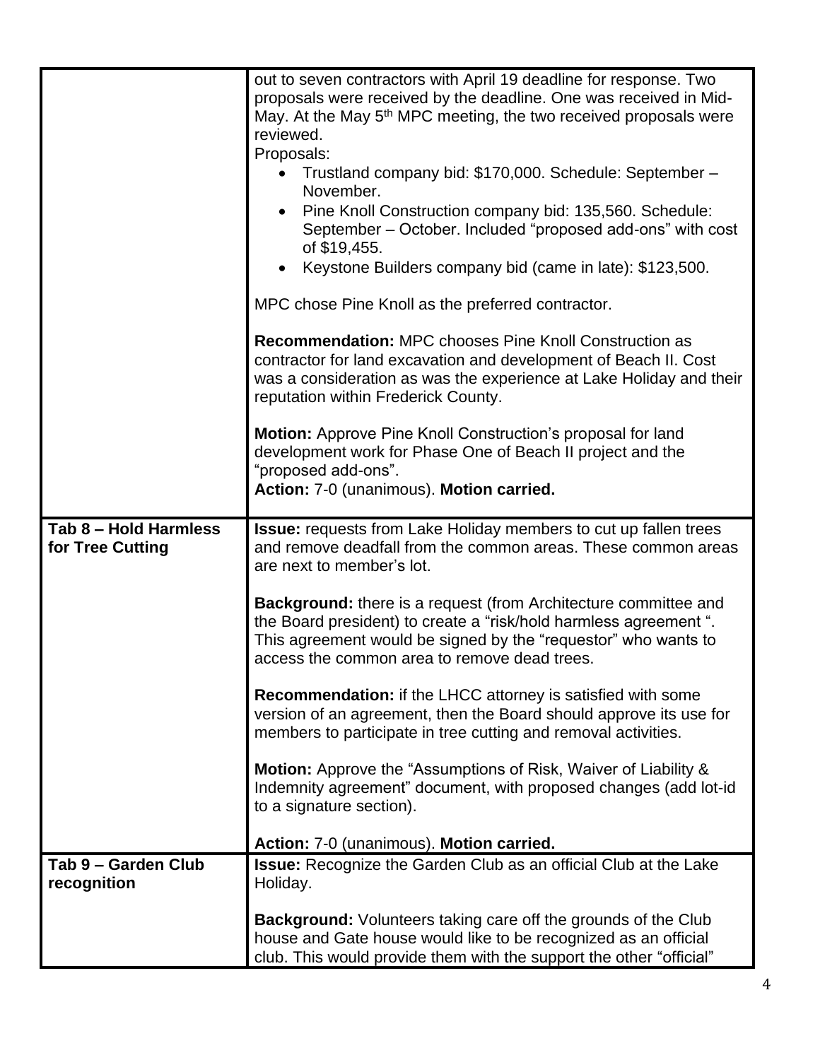| | |
|---|---|
| | out to seven contractors with April 19 deadline for response. Two proposals were received by the deadline. One was received in Mid-May. At the May 5th MPC meeting, the two received proposals were reviewed.<br>Proposals:<br>• Trustland company bid: \$170,000. Schedule: September – November.<br>• Pine Knoll Construction company bid: 135,560. Schedule: September – October. Included "proposed add-ons" with cost of \$19,455.<br>• Keystone Builders company bid (came in late): \$123,500.<br><br>MPC chose Pine Knoll as the preferred contractor.<br><br>**Recommendation:** MPC chooses Pine Knoll Construction as contractor for land excavation and development of Beach II. Cost was a consideration as was the experience at Lake Holiday and their reputation within Frederick County.<br><br>**Motion:** Approve Pine Knoll Construction's proposal for land development work for Phase One of Beach II project and the "proposed add-ons".<br>**Action:** 7-0 (unanimous). **Motion carried.** |
| **Tab 8 – Hold Harmless for Tree Cutting** | **Issue:** requests from Lake Holiday members to cut up fallen trees and remove deadfall from the common areas. These common areas are next to member's lot.<br><br>**Background:** there is a request (from Architecture committee and the Board president) to create a "risk/hold harmless agreement ". This agreement would be signed by the "requestor" who wants to access the common area to remove dead trees.<br><br>**Recommendation:** if the LHCC attorney is satisfied with some version of an agreement, then the Board should approve its use for members to participate in tree cutting and removal activities.<br><br>**Motion:** Approve the "Assumptions of Risk, Waiver of Liability & Indemnity agreement" document, with proposed changes (add lot-id to a signature section).<br><br>**Action:** 7-0 (unanimous). **Motion carried.** |
| **Tab 9 – Garden Club recognition** | **Issue:** Recognize the Garden Club as an official Club at the Lake Holiday.<br><br>**Background:** Volunteers taking care off the grounds of the Club house and Gate house would like to be recognized as an official club. This would provide them with the support the other "official" |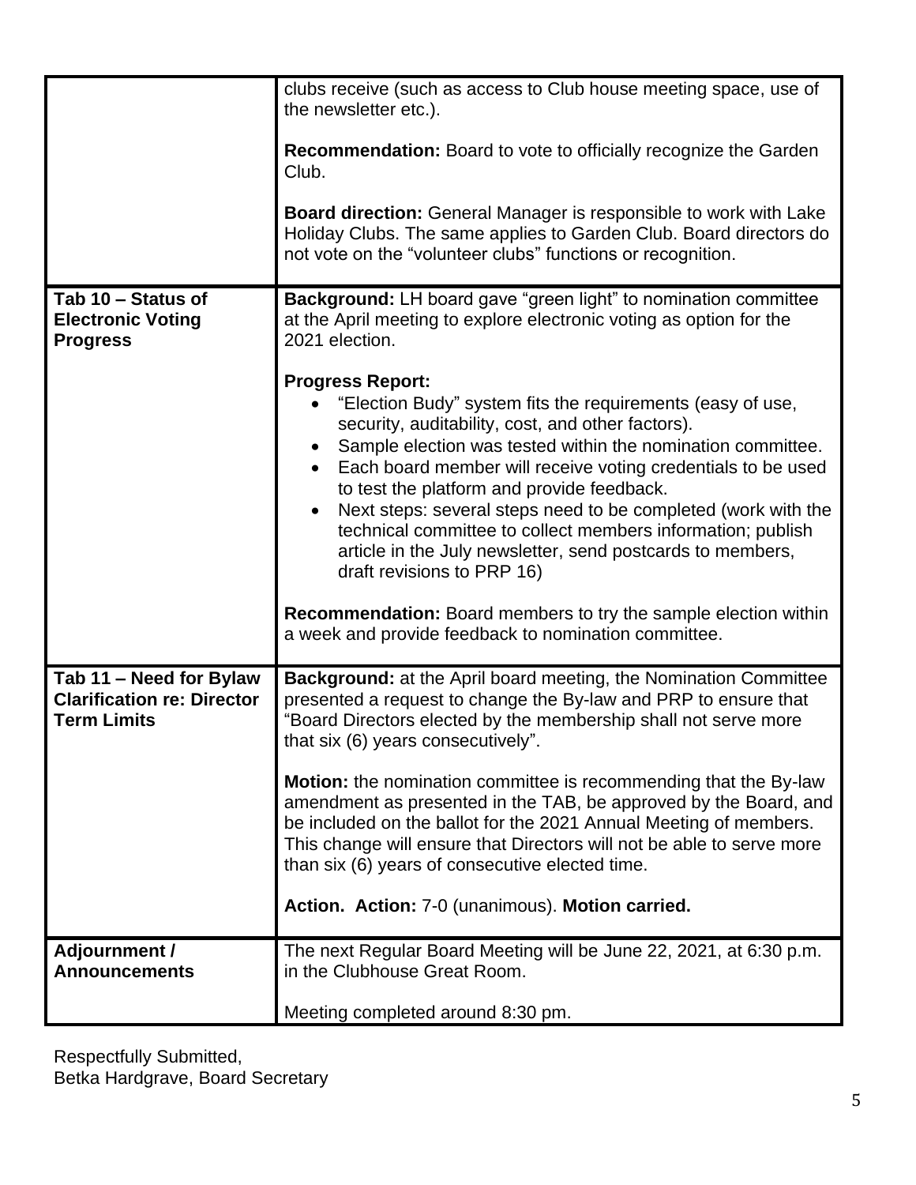| | |
|---|---|
| | clubs receive (such as access to Club house meeting space, use of the newsletter etc.).<br><br>**Recommendation:** Board to vote to officially recognize the Garden Club.<br><br>**Board direction:** General Manager is responsible to work with Lake Holiday Clubs. The same applies to Garden Club. Board directors do not vote on the "volunteer clubs" functions or recognition. |
| **Tab 10 – Status of Electronic Voting Progress** | **Background:** LH board gave "green light" to nomination committee at the April meeting to explore electronic voting as option for the 2021 election.<br><br>**Progress Report:**<br>• "Election Budy" system fits the requirements (easy of use, security, auditability, cost, and other factors).<br>• Sample election was tested within the nomination committee.<br>• Each board member will receive voting credentials to be used to test the platform and provide feedback.<br>• Next steps: several steps need to be completed (work with the technical committee to collect members information; publish article in the July newsletter, send postcards to members, draft revisions to PRP 16)<br><br>**Recommendation:** Board members to try the sample election within a week and provide feedback to nomination committee. |
| **Tab 11 – Need for Bylaw Clarification re: Director Term Limits** | **Background:** at the April board meeting, the Nomination Committee presented a request to change the By-law and PRP to ensure that "Board Directors elected by the membership shall not serve more that six (6) years consecutively".<br><br>**Motion:** the nomination committee is recommending that the By-law amendment as presented in the TAB, be approved by the Board, and be included on the ballot for the 2021 Annual Meeting of members. This change will ensure that Directors will not be able to serve more than six (6) years of consecutive elected time.<br><br>**Action. Action:** 7-0 (unanimous). **Motion carried.** |
| **Adjournment / Announcements** | The next Regular Board Meeting will be June 22, 2021, at 6:30 p.m. in the Clubhouse Great Room.<br><br>Meeting completed around 8:30 pm. |

Respectfully Submitted,
Betka Hardgrave, Board Secretary